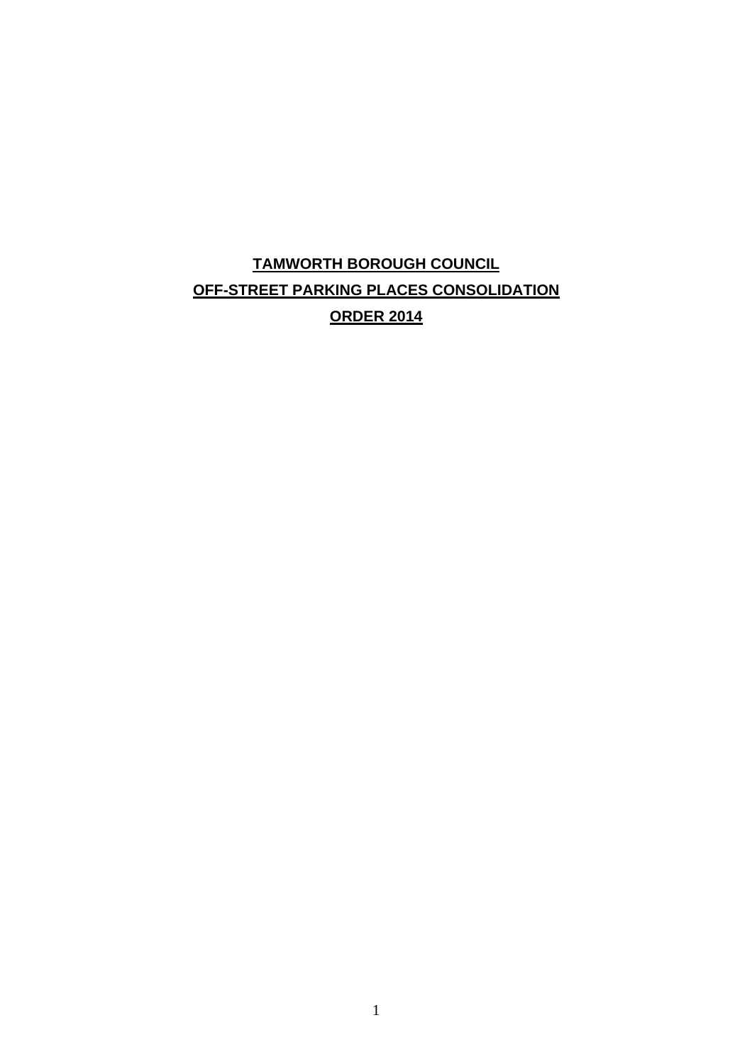# TAMWORTH BOROUGH COUNCIL

# OFF-STREET PARKING PLACES CONSOLIDATION

# ORDER 2014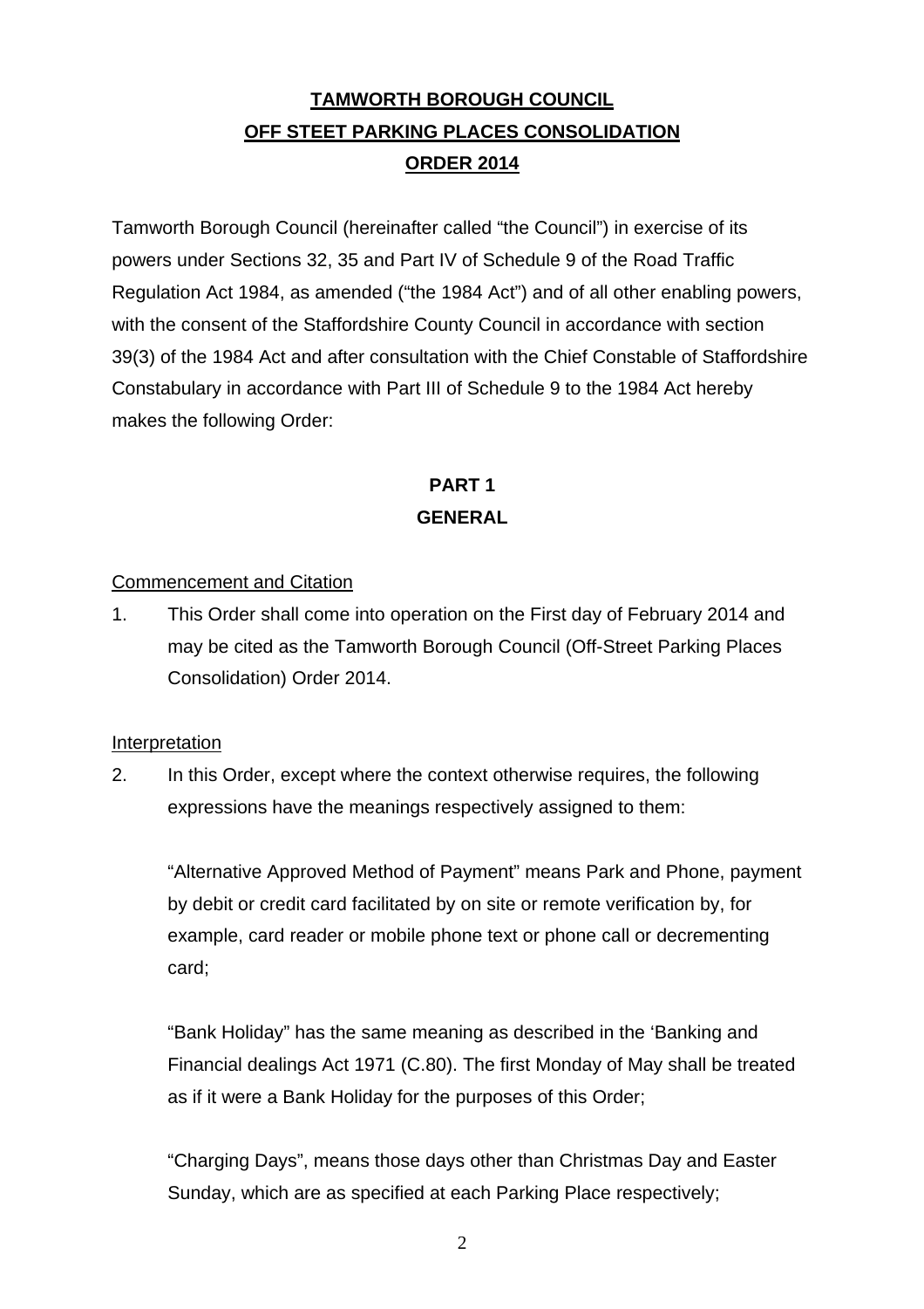# TAMWORTH BOROUGH COUNCIL
# OFF STEET PARKING PLACES CONSOLIDATION
# ORDER 2014

Tamworth Borough Council (hereinafter called "the Council") in exercise of its powers under Sections 32, 35 and Part IV of Schedule 9 of the Road Traffic Regulation Act 1984, as amended ("the 1984 Act") and of all other enabling powers, with the consent of the Staffordshire County Council in accordance with section 39(3) of the 1984 Act and after consultation with the Chief Constable of Staffordshire Constabulary in accordance with Part III of Schedule 9 to the 1984 Act hereby makes the following Order:

## PART 1
## GENERAL

Commencement and Citation

1. This Order shall come into operation on the First day of February 2014 and may be cited as the Tamworth Borough Council (Off-Street Parking Places Consolidation) Order 2014.

Interpretation

2. In this Order, except where the context otherwise requires, the following expressions have the meanings respectively assigned to them:

   "Alternative Approved Method of Payment" means Park and Phone, payment by debit or credit card facilitated by on site or remote verification by, for example, card reader or mobile phone text or phone call or decrementing card;

   "Bank Holiday" has the same meaning as described in the 'Banking and Financial dealings Act 1971 (C.80). The first Monday of May shall be treated as if it were a Bank Holiday for the purposes of this Order;

   "Charging Days", means those days other than Christmas Day and Easter Sunday, which are as specified at each Parking Place respectively;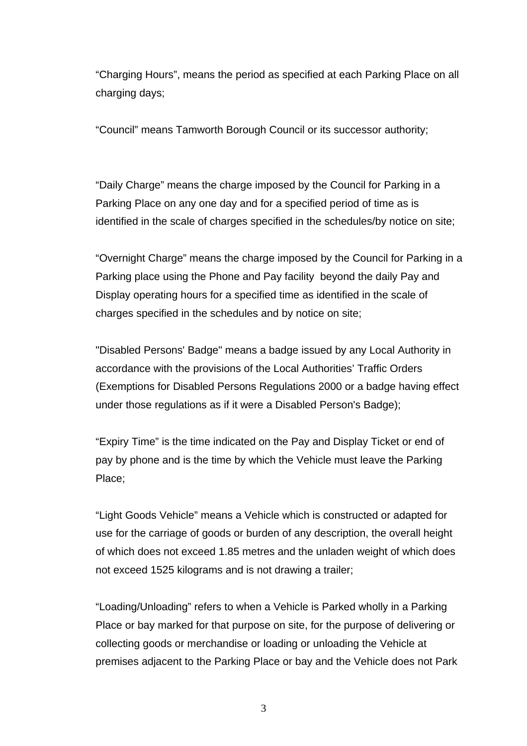“Charging Hours”, means the period as specified at each Parking Place on all charging days;

“Council” means Tamworth Borough Council or its successor authority;

“Daily Charge” means the charge imposed by the Council for Parking in a Parking Place on any one day and for a specified period of time as is identified in the scale of charges specified in the schedules/by notice on site;

“Overnight Charge” means the charge imposed by the Council for Parking in a Parking place using the Phone and Pay facility beyond the daily Pay and Display operating hours for a specified time as identified in the scale of charges specified in the schedules and by notice on site;

"Disabled Persons' Badge" means a badge issued by any Local Authority in accordance with the provisions of the Local Authorities’ Traffic Orders (Exemptions for Disabled Persons Regulations 2000 or a badge having effect under those regulations as if it were a Disabled Person's Badge);

“Expiry Time” is the time indicated on the Pay and Display Ticket or end of pay by phone and is the time by which the Vehicle must leave the Parking Place;

“Light Goods Vehicle” means a Vehicle which is constructed or adapted for use for the carriage of goods or burden of any description, the overall height of which does not exceed 1.85 metres and the unladen weight of which does not exceed 1525 kilograms and is not drawing a trailer;

“Loading/Unloading” refers to when a Vehicle is Parked wholly in a Parking Place or bay marked for that purpose on site, for the purpose of delivering or collecting goods or merchandise or loading or unloading the Vehicle at premises adjacent to the Parking Place or bay and the Vehicle does not Park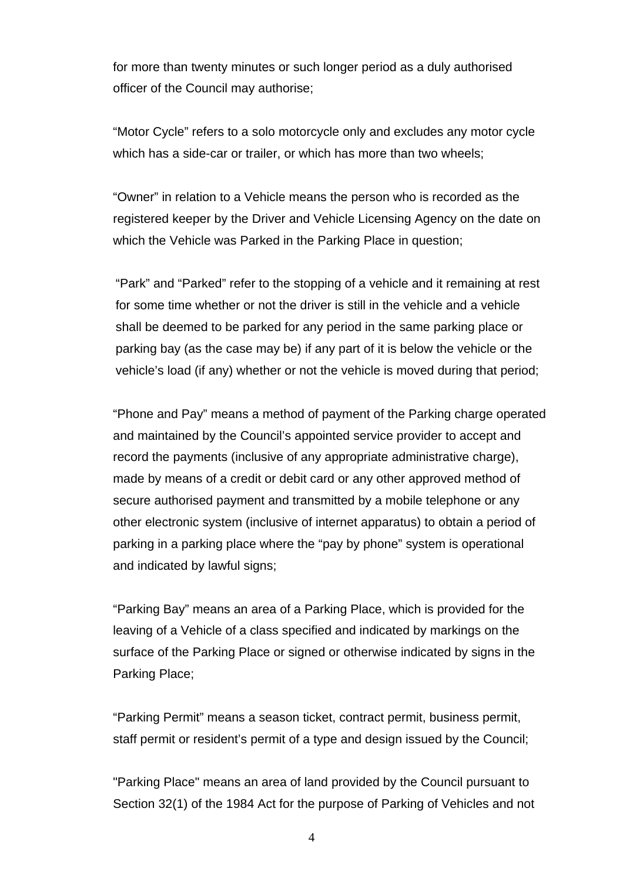for more than twenty minutes or such longer period as a duly authorised officer of the Council may authorise;

“Motor Cycle” refers to a solo motorcycle only and excludes any motor cycle which has a side-car or trailer, or which has more than two wheels;

“Owner” in relation to a Vehicle means the person who is recorded as the registered keeper by the Driver and Vehicle Licensing Agency on the date on which the Vehicle was Parked in the Parking Place in question;

“Park” and “Parked” refer to the stopping of a vehicle and it remaining at rest for some time whether or not the driver is still in the vehicle and a vehicle shall be deemed to be parked for any period in the same parking place or parking bay (as the case may be) if any part of it is below the vehicle or the vehicle’s load (if any) whether or not the vehicle is moved during that period;

“Phone and Pay” means a method of payment of the Parking charge operated and maintained by the Council’s appointed service provider to accept and record the payments (inclusive of any appropriate administrative charge), made by means of a credit or debit card or any other approved method of secure authorised payment and transmitted by a mobile telephone or any other electronic system (inclusive of internet apparatus) to obtain a period of parking in a parking place where the “pay by phone” system is operational and indicated by lawful signs;

“Parking Bay” means an area of a Parking Place, which is provided for the leaving of a Vehicle of a class specified and indicated by markings on the surface of the Parking Place or signed or otherwise indicated by signs in the Parking Place;

“Parking Permit” means a season ticket, contract permit, business permit, staff permit or resident’s permit of a type and design issued by the Council;

"Parking Place" means an area of land provided by the Council pursuant to Section 32(1) of the 1984 Act for the purpose of Parking of Vehicles and not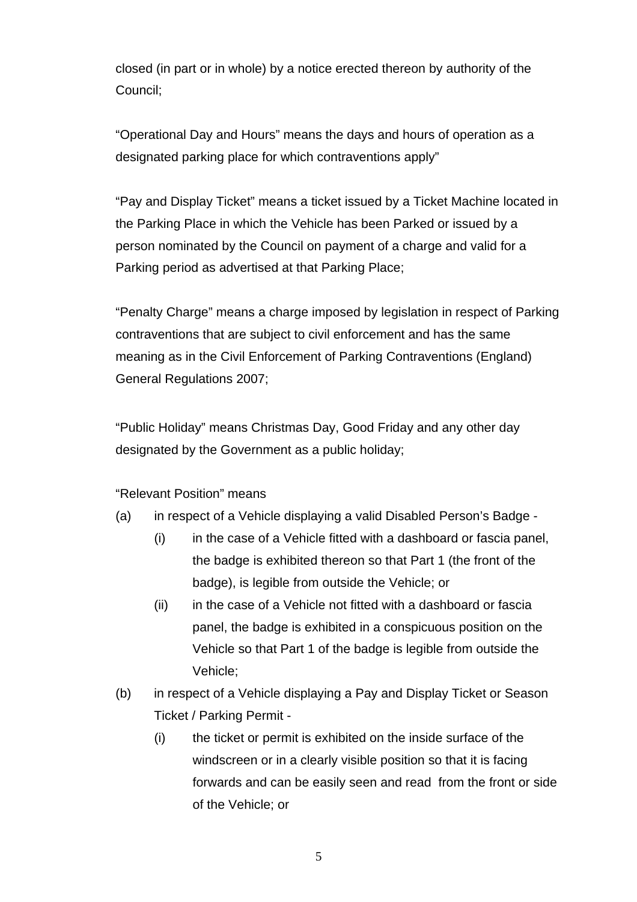closed (in part or in whole) by a notice erected thereon by authority of the Council;

"Operational Day and Hours" means the days and hours of operation as a designated parking place for which contraventions apply"

"Pay and Display Ticket" means a ticket issued by a Ticket Machine located in the Parking Place in which the Vehicle has been Parked or issued by a person nominated by the Council on payment of a charge and valid for a Parking period as advertised at that Parking Place;

"Penalty Charge" means a charge imposed by legislation in respect of Parking contraventions that are subject to civil enforcement and has the same meaning as in the Civil Enforcement of Parking Contraventions (England) General Regulations 2007;

"Public Holiday" means Christmas Day, Good Friday and any other day designated by the Government as a public holiday;

"Relevant Position" means

(a) in respect of a Vehicle displaying a valid Disabled Person's Badge -
   (i) in the case of a Vehicle fitted with a dashboard or fascia panel, the badge is exhibited thereon so that Part 1 (the front of the badge), is legible from outside the Vehicle; or
   (ii) in the case of a Vehicle not fitted with a dashboard or fascia panel, the badge is exhibited in a conspicuous position on the Vehicle so that Part 1 of the badge is legible from outside the Vehicle;
(b) in respect of a Vehicle displaying a Pay and Display Ticket or Season Ticket / Parking Permit -
   (i) the ticket or permit is exhibited on the inside surface of the windscreen or in a clearly visible position so that it is facing forwards and can be easily seen and read from the front or side of the Vehicle; or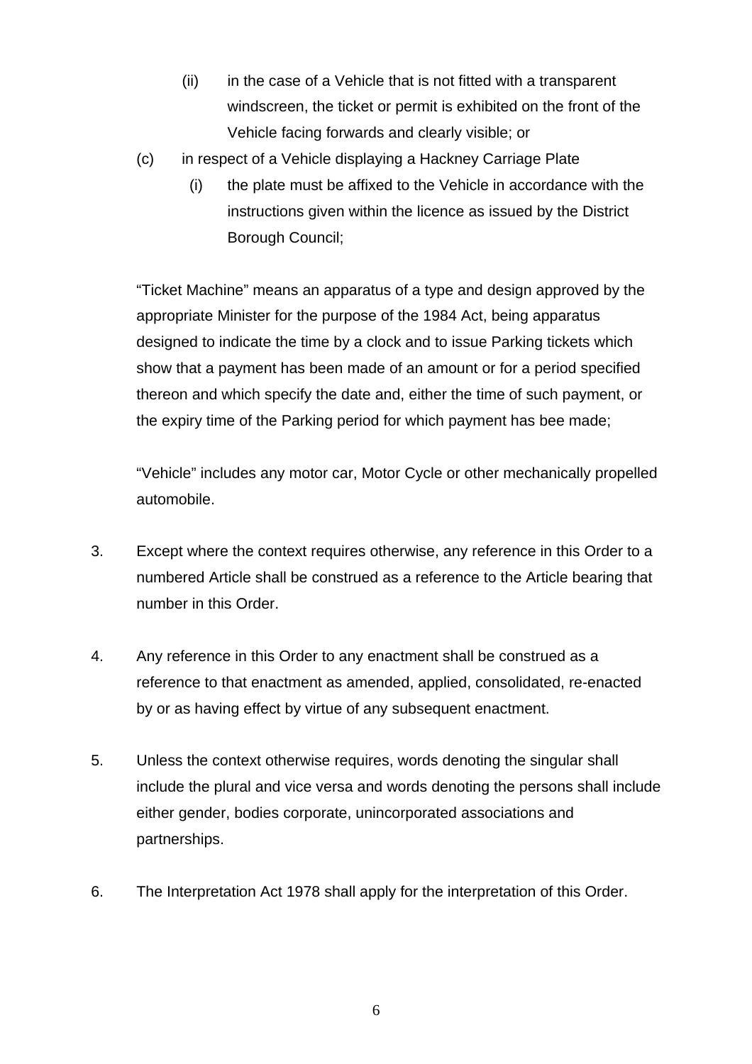(ii) in the case of a Vehicle that is not fitted with a transparent windscreen, the ticket or permit is exhibited on the front of the Vehicle facing forwards and clearly visible; or

(c) in respect of a Vehicle displaying a Hackney Carriage Plate

(i) the plate must be affixed to the Vehicle in accordance with the instructions given within the licence as issued by the District Borough Council;

"Ticket Machine" means an apparatus of a type and design approved by the appropriate Minister for the purpose of the 1984 Act, being apparatus designed to indicate the time by a clock and to issue Parking tickets which show that a payment has been made of an amount or for a period specified thereon and which specify the date and, either the time of such payment, or the expiry time of the Parking period for which payment has bee made;

"Vehicle" includes any motor car, Motor Cycle or other mechanically propelled automobile.

3. Except where the context requires otherwise, any reference in this Order to a numbered Article shall be construed as a reference to the Article bearing that number in this Order.

4. Any reference in this Order to any enactment shall be construed as a reference to that enactment as amended, applied, consolidated, re-enacted by or as having effect by virtue of any subsequent enactment.

5. Unless the context otherwise requires, words denoting the singular shall include the plural and vice versa and words denoting the persons shall include either gender, bodies corporate, unincorporated associations and partnerships.

6. The Interpretation Act 1978 shall apply for the interpretation of this Order.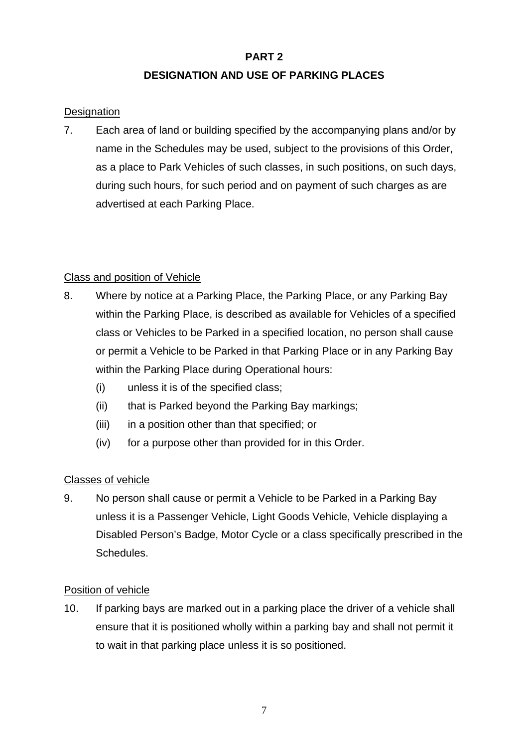## PART 2

## DESIGNATION AND USE OF PARKING PLACES

Designation

7. Each area of land or building specified by the accompanying plans and/or by name in the Schedules may be used, subject to the provisions of this Order, as a place to Park Vehicles of such classes, in such positions, on such days, during such hours, for such period and on payment of such charges as are advertised at each Parking Place.

Class and position of Vehicle

8. Where by notice at a Parking Place, the Parking Place, or any Parking Bay within the Parking Place, is described as available for Vehicles of a specified class or Vehicles to be Parked in a specified location, no person shall cause or permit a Vehicle to be Parked in that Parking Place or in any Parking Bay within the Parking Place during Operational hours:
   - (i) unless it is of the specified class;
   - (ii) that is Parked beyond the Parking Bay markings;
   - (iii) in a position other than that specified; or
   - (iv) for a purpose other than provided for in this Order.

Classes of vehicle

9. No person shall cause or permit a Vehicle to be Parked in a Parking Bay unless it is a Passenger Vehicle, Light Goods Vehicle, Vehicle displaying a Disabled Person's Badge, Motor Cycle or a class specifically prescribed in the Schedules.

Position of vehicle

10. If parking bays are marked out in a parking place the driver of a vehicle shall ensure that it is positioned wholly within a parking bay and shall not permit it to wait in that parking place unless it is so positioned.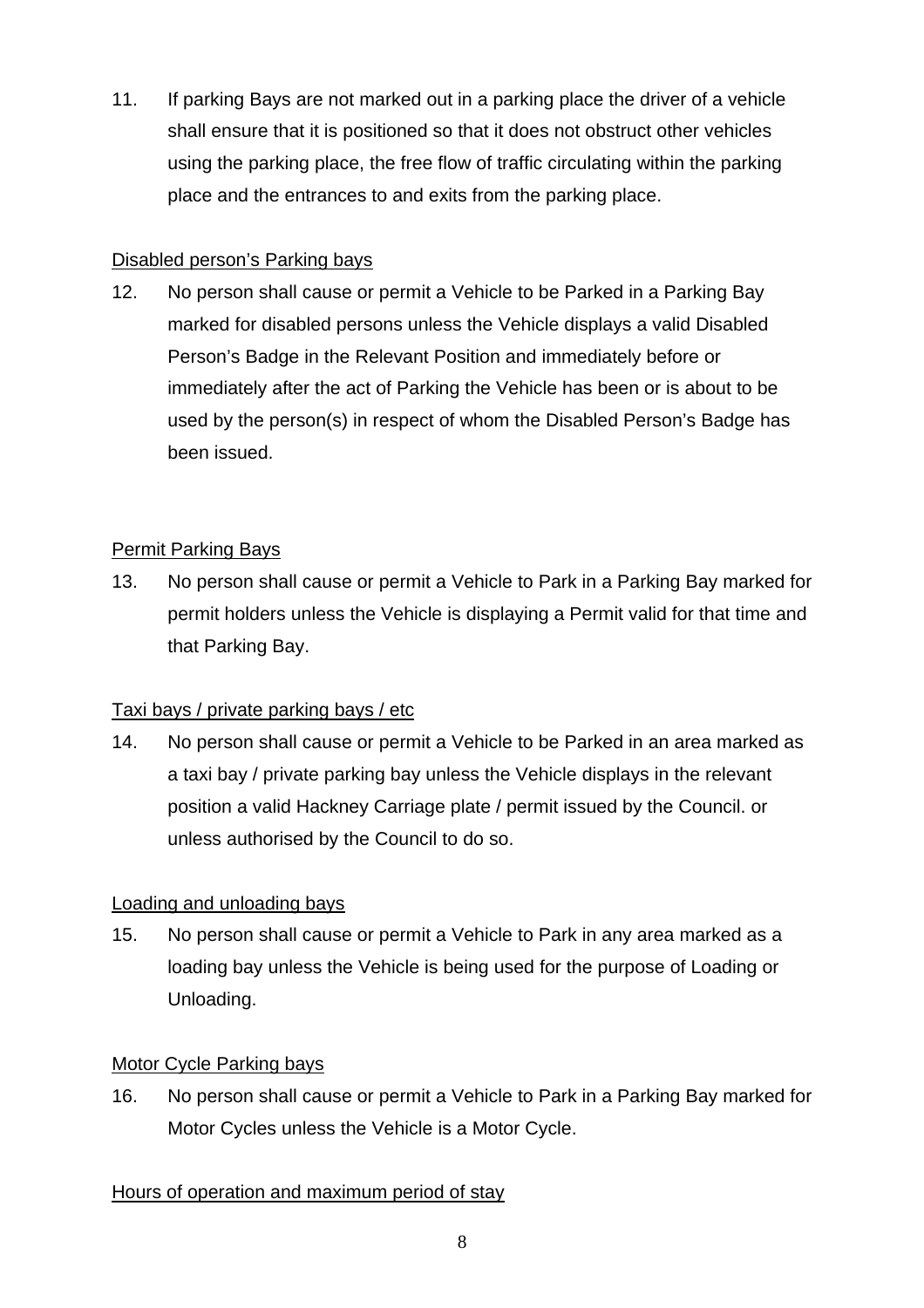11. If parking Bays are not marked out in a parking place the driver of a vehicle shall ensure that it is positioned so that it does not obstruct other vehicles using the parking place, the free flow of traffic circulating within the parking place and the entrances to and exits from the parking place.

<u>Disabled person's Parking bays</u>

12. No person shall cause or permit a Vehicle to be Parked in a Parking Bay marked for disabled persons unless the Vehicle displays a valid Disabled Person's Badge in the Relevant Position and immediately before or immediately after the act of Parking the Vehicle has been or is about to be used by the person(s) in respect of whom the Disabled Person's Badge has been issued.

<u>Permit Parking Bays</u>

13. No person shall cause or permit a Vehicle to Park in a Parking Bay marked for permit holders unless the Vehicle is displaying a Permit valid for that time and that Parking Bay.

<u>Taxi bays / private parking bays / etc</u>

14. No person shall cause or permit a Vehicle to be Parked in an area marked as a taxi bay / private parking bay unless the Vehicle displays in the relevant position a valid Hackney Carriage plate / permit issued by the Council. or unless authorised by the Council to do so.

<u>Loading and unloading bays</u>

15. No person shall cause or permit a Vehicle to Park in any area marked as a loading bay unless the Vehicle is being used for the purpose of Loading or Unloading.

<u>Motor Cycle Parking bays</u>

16. No person shall cause or permit a Vehicle to Park in a Parking Bay marked for Motor Cycles unless the Vehicle is a Motor Cycle.

<u>Hours of operation and maximum period of stay</u>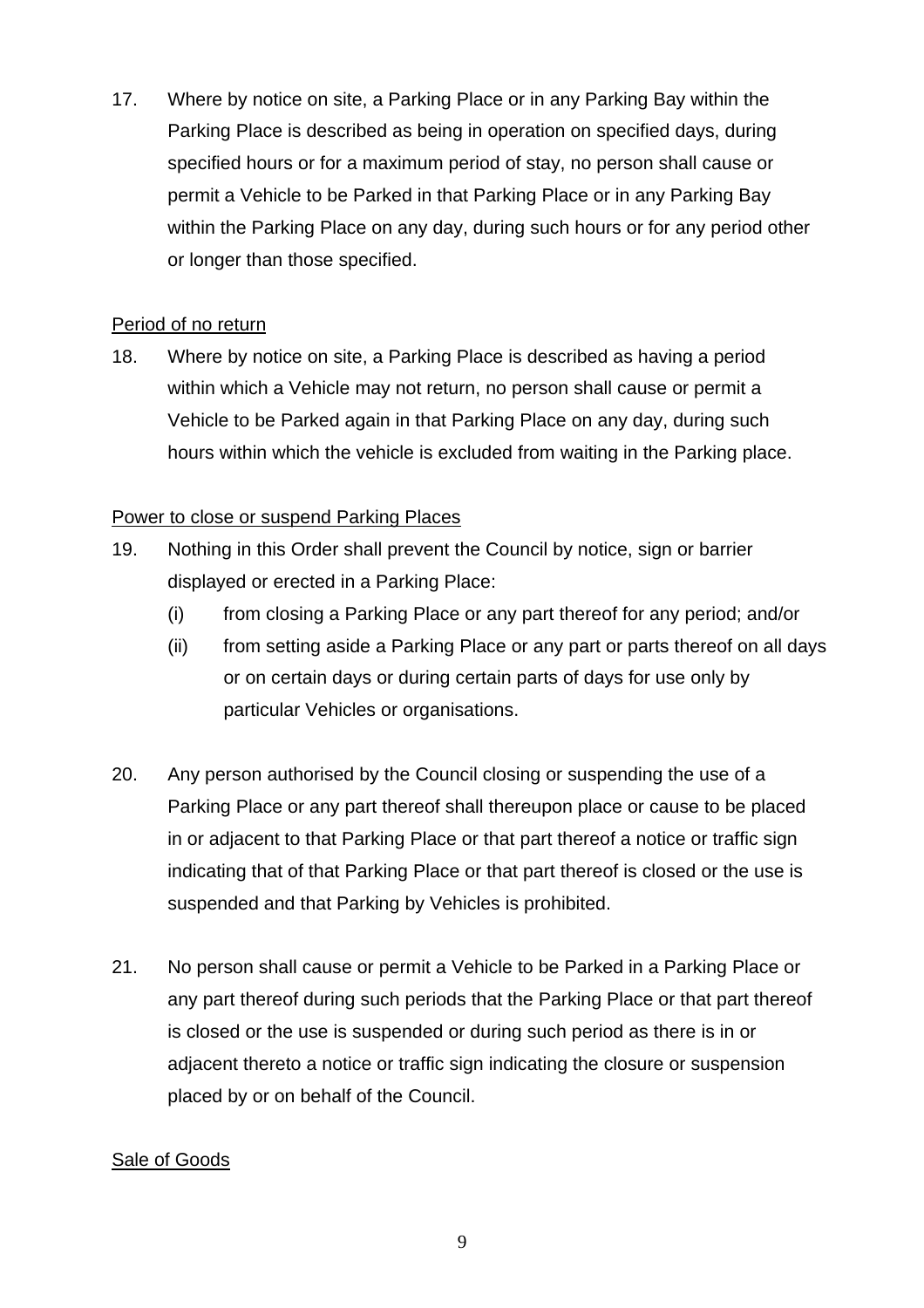17. Where by notice on site, a Parking Place or in any Parking Bay within the Parking Place is described as being in operation on specified days, during specified hours or for a maximum period of stay, no person shall cause or permit a Vehicle to be Parked in that Parking Place or in any Parking Bay within the Parking Place on any day, during such hours or for any period other or longer than those specified.

<u>Period of no return</u>

18. Where by notice on site, a Parking Place is described as having a period within which a Vehicle may not return, no person shall cause or permit a Vehicle to be Parked again in that Parking Place on any day, during such hours within which the vehicle is excluded from waiting in the Parking place.

<u>Power to close or suspend Parking Places</u>

19. Nothing in this Order shall prevent the Council by notice, sign or barrier displayed or erected in a Parking Place:
    (i) from closing a Parking Place or any part thereof for any period; and/or
    (ii) from setting aside a Parking Place or any part or parts thereof on all days or on certain days or during certain parts of days for use only by particular Vehicles or organisations.

20. Any person authorised by the Council closing or suspending the use of a Parking Place or any part thereof shall thereupon place or cause to be placed in or adjacent to that Parking Place or that part thereof a notice or traffic sign indicating that of that Parking Place or that part thereof is closed or the use is suspended and that Parking by Vehicles is prohibited.

21. No person shall cause or permit a Vehicle to be Parked in a Parking Place or any part thereof during such periods that the Parking Place or that part thereof is closed or the use is suspended or during such period as there is in or adjacent thereto a notice or traffic sign indicating the closure or suspension placed by or on behalf of the Council.

<u>Sale of Goods</u>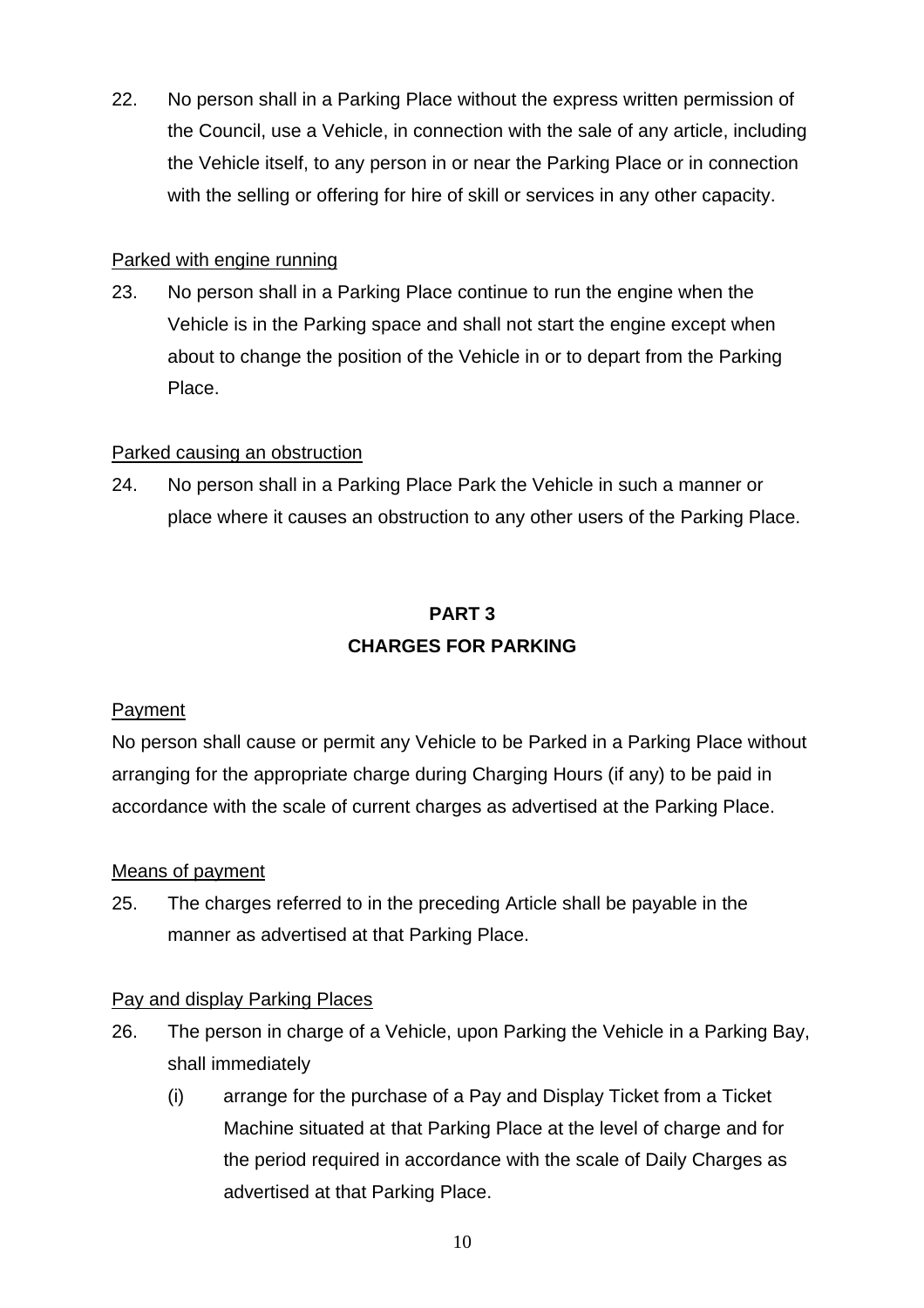22. No person shall in a Parking Place without the express written permission of the Council, use a Vehicle, in connection with the sale of any article, including the Vehicle itself, to any person in or near the Parking Place or in connection with the selling or offering for hire of skill or services in any other capacity.

Parked with engine running

23. No person shall in a Parking Place continue to run the engine when the Vehicle is in the Parking space and shall not start the engine except when about to change the position of the Vehicle in or to depart from the Parking Place.

Parked causing an obstruction

24. No person shall in a Parking Place Park the Vehicle in such a manner or place where it causes an obstruction to any other users of the Parking Place.

## PART 3
## CHARGES FOR PARKING

Payment

No person shall cause or permit any Vehicle to be Parked in a Parking Place without arranging for the appropriate charge during Charging Hours (if any) to be paid in accordance with the scale of current charges as advertised at the Parking Place.

Means of payment

25. The charges referred to in the preceding Article shall be payable in the manner as advertised at that Parking Place.

Pay and display Parking Places

26. The person in charge of a Vehicle, upon Parking the Vehicle in a Parking Bay, shall immediately

    (i) arrange for the purchase of a Pay and Display Ticket from a Ticket Machine situated at that Parking Place at the level of charge and for the period required in accordance with the scale of Daily Charges as advertised at that Parking Place.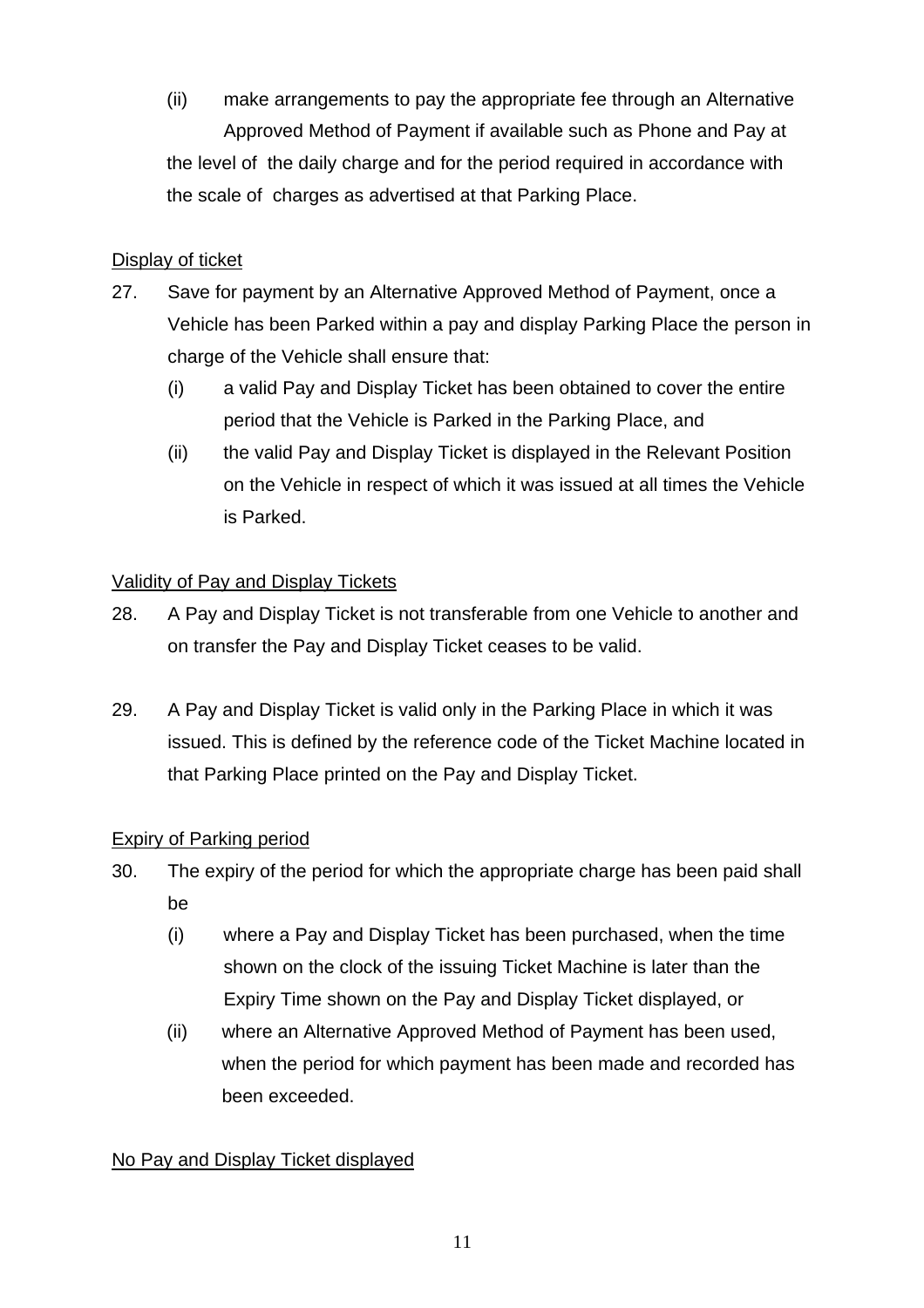(ii) make arrangements to pay the appropriate fee through an Alternative Approved Method of Payment if available such as Phone and Pay at the level of the daily charge and for the period required in accordance with the scale of charges as advertised at that Parking Place.

<u>Display of ticket</u>

27. Save for payment by an Alternative Approved Method of Payment, once a Vehicle has been Parked within a pay and display Parking Place the person in charge of the Vehicle shall ensure that:

    (i) a valid Pay and Display Ticket has been obtained to cover the entire period that the Vehicle is Parked in the Parking Place, and

    (ii) the valid Pay and Display Ticket is displayed in the Relevant Position on the Vehicle in respect of which it was issued at all times the Vehicle is Parked.

<u>Validity of Pay and Display Tickets</u>

28. A Pay and Display Ticket is not transferable from one Vehicle to another and on transfer the Pay and Display Ticket ceases to be valid.

29. A Pay and Display Ticket is valid only in the Parking Place in which it was issued. This is defined by the reference code of the Ticket Machine located in that Parking Place printed on the Pay and Display Ticket.

<u>Expiry of Parking period</u>

30. The expiry of the period for which the appropriate charge has been paid shall be

    (i) where a Pay and Display Ticket has been purchased, when the time shown on the clock of the issuing Ticket Machine is later than the Expiry Time shown on the Pay and Display Ticket displayed, or

    (ii) where an Alternative Approved Method of Payment has been used, when the period for which payment has been made and recorded has been exceeded.

<u>No Pay and Display Ticket displayed</u>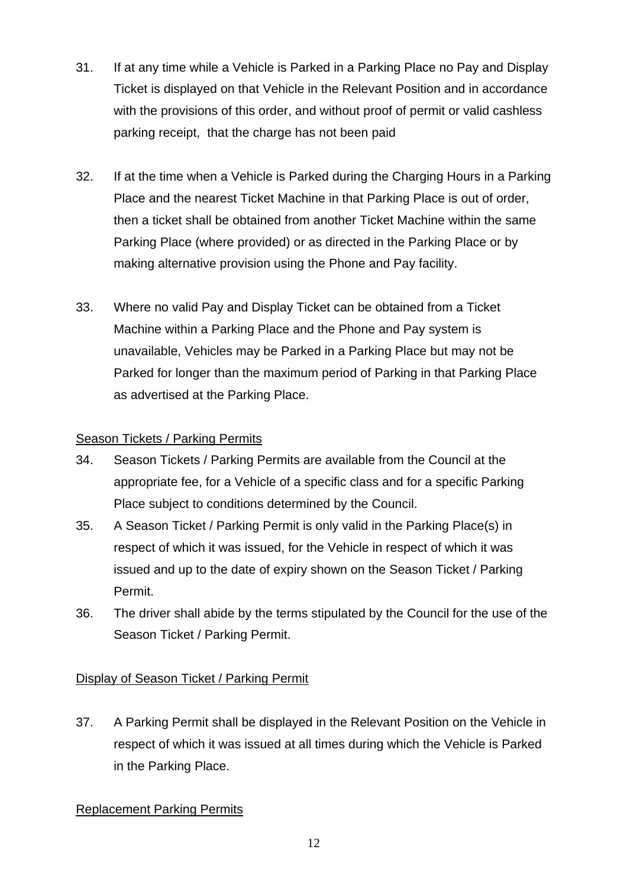31. If at any time while a Vehicle is Parked in a Parking Place no Pay and Display Ticket is displayed on that Vehicle in the Relevant Position and in accordance with the provisions of this order, and without proof of permit or valid cashless parking receipt, that the charge has not been paid

32. If at the time when a Vehicle is Parked during the Charging Hours in a Parking Place and the nearest Ticket Machine in that Parking Place is out of order, then a ticket shall be obtained from another Ticket Machine within the same Parking Place (where provided) or as directed in the Parking Place or by making alternative provision using the Phone and Pay facility.

33. Where no valid Pay and Display Ticket can be obtained from a Ticket Machine within a Parking Place and the Phone and Pay system is unavailable, Vehicles may be Parked in a Parking Place but may not be Parked for longer than the maximum period of Parking in that Parking Place as advertised at the Parking Place.

<u>Season Tickets / Parking Permits</u>

34. Season Tickets / Parking Permits are available from the Council at the appropriate fee, for a Vehicle of a specific class and for a specific Parking Place subject to conditions determined by the Council.
35. A Season Ticket / Parking Permit is only valid in the Parking Place(s) in respect of which it was issued, for the Vehicle in respect of which it was issued and up to the date of expiry shown on the Season Ticket / Parking Permit.
36. The driver shall abide by the terms stipulated by the Council for the use of the Season Ticket / Parking Permit.

<u>Display of Season Ticket / Parking Permit</u>

37. A Parking Permit shall be displayed in the Relevant Position on the Vehicle in respect of which it was issued at all times during which the Vehicle is Parked in the Parking Place.

<u>Replacement Parking Permits</u>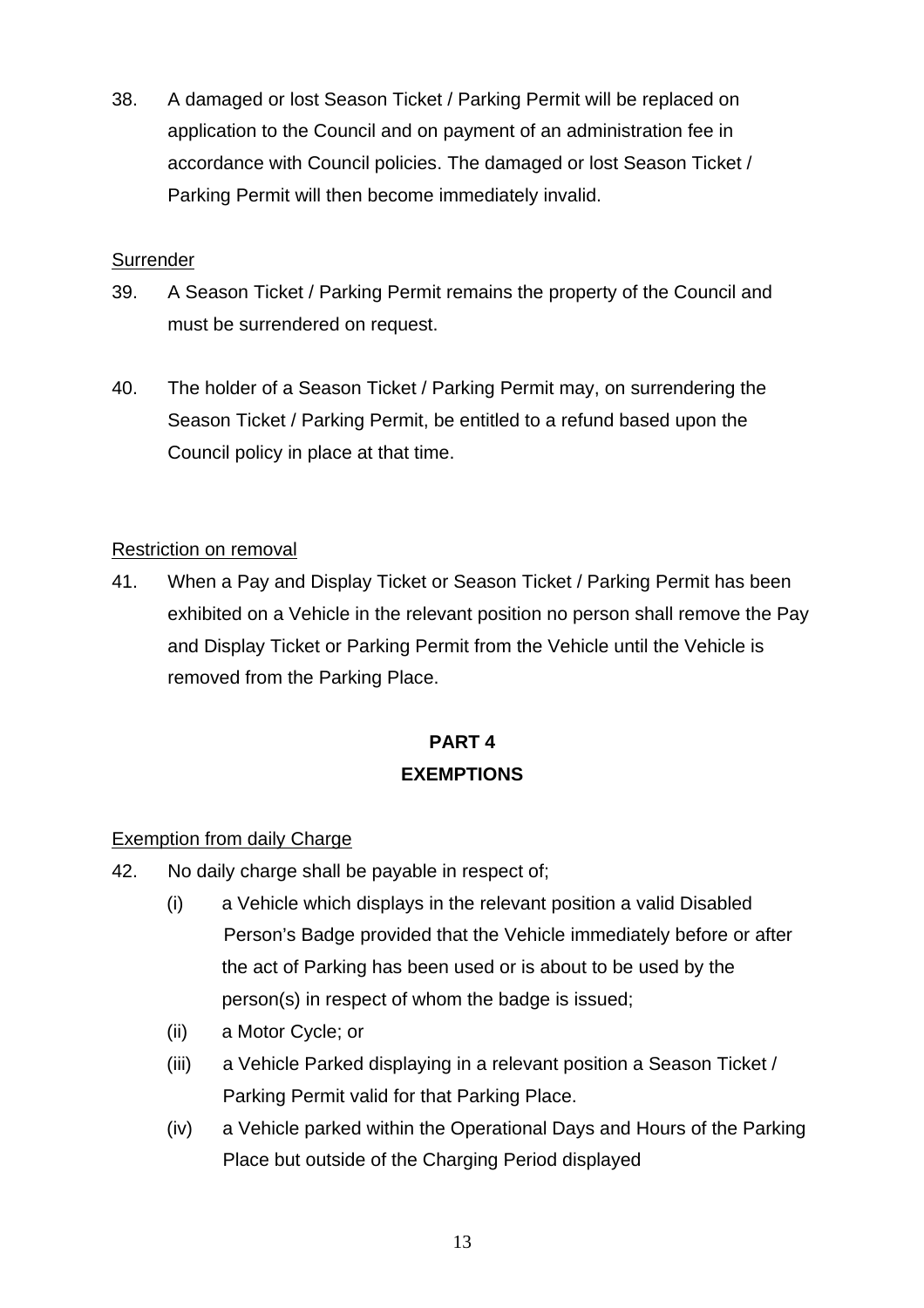38. A damaged or lost Season Ticket / Parking Permit will be replaced on application to the Council and on payment of an administration fee in accordance with Council policies. The damaged or lost Season Ticket / Parking Permit will then become immediately invalid.

<u>Surrender</u>

39. A Season Ticket / Parking Permit remains the property of the Council and must be surrendered on request.

40. The holder of a Season Ticket / Parking Permit may, on surrendering the Season Ticket / Parking Permit, be entitled to a refund based upon the Council policy in place at that time.

<u>Restriction on removal</u>

41. When a Pay and Display Ticket or Season Ticket / Parking Permit has been exhibited on a Vehicle in the relevant position no person shall remove the Pay and Display Ticket or Parking Permit from the Vehicle until the Vehicle is removed from the Parking Place.

## PART 4
## EXEMPTIONS

<u>Exemption from daily Charge</u>

42. No daily charge shall be payable in respect of;

    (i) a Vehicle which displays in the relevant position a valid Disabled Person's Badge provided that the Vehicle immediately before or after the act of Parking has been used or is about to be used by the person(s) in respect of whom the badge is issued;

    (ii) a Motor Cycle; or

    (iii) a Vehicle Parked displaying in a relevant position a Season Ticket / Parking Permit valid for that Parking Place.

    (iv) a Vehicle parked within the Operational Days and Hours of the Parking Place but outside of the Charging Period displayed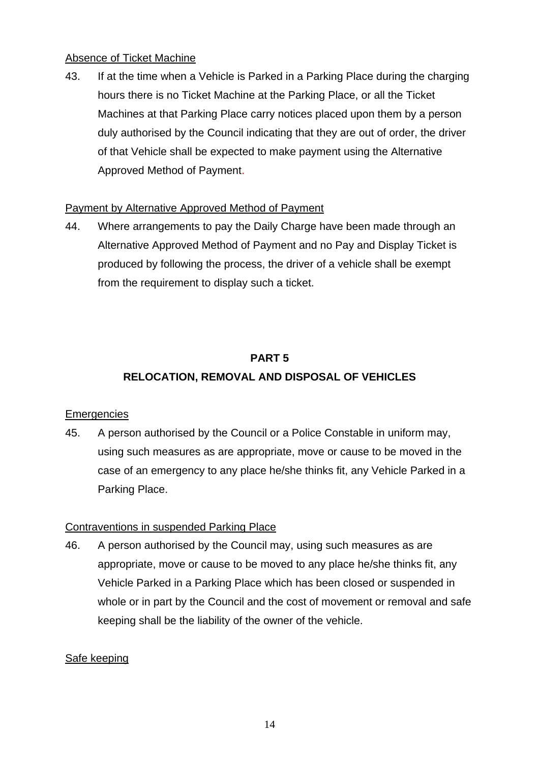Absence of Ticket Machine

43. If at the time when a Vehicle is Parked in a Parking Place during the charging hours there is no Ticket Machine at the Parking Place, or all the Ticket Machines at that Parking Place carry notices placed upon them by a person duly authorised by the Council indicating that they are out of order, the driver of that Vehicle shall be expected to make payment using the Alternative Approved Method of Payment.

Payment by Alternative Approved Method of Payment

44. Where arrangements to pay the Daily Charge have been made through an Alternative Approved Method of Payment and no Pay and Display Ticket is produced by following the process, the driver of a vehicle shall be exempt from the requirement to display such a ticket.

## PART 5
## RELOCATION, REMOVAL AND DISPOSAL OF VEHICLES

Emergencies

45. A person authorised by the Council or a Police Constable in uniform may, using such measures as are appropriate, move or cause to be moved in the case of an emergency to any place he/she thinks fit, any Vehicle Parked in a Parking Place.

Contraventions in suspended Parking Place

46. A person authorised by the Council may, using such measures as are appropriate, move or cause to be moved to any place he/she thinks fit, any Vehicle Parked in a Parking Place which has been closed or suspended in whole or in part by the Council and the cost of movement or removal and safe keeping shall be the liability of the owner of the vehicle.

Safe keeping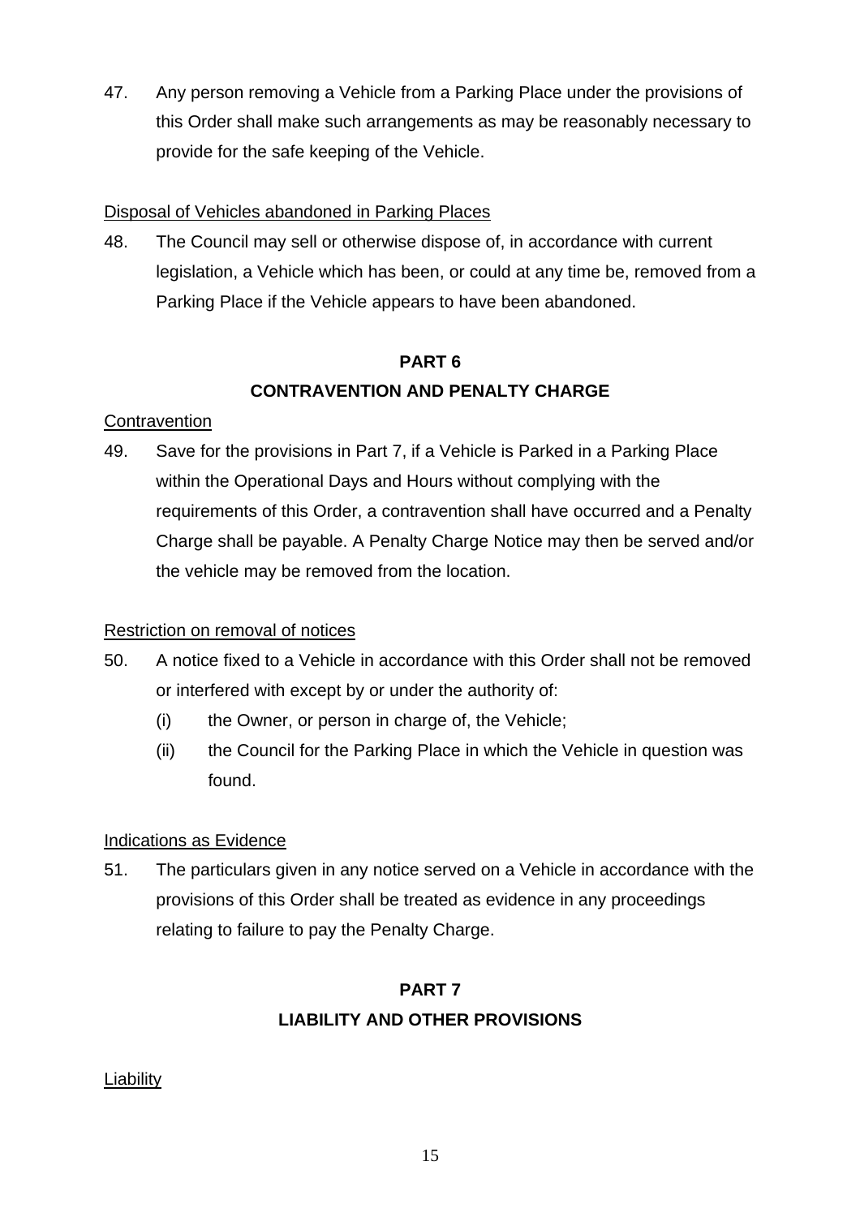47. Any person removing a Vehicle from a Parking Place under the provisions of this Order shall make such arrangements as may be reasonably necessary to provide for the safe keeping of the Vehicle.

Disposal of Vehicles abandoned in Parking Places

48. The Council may sell or otherwise dispose of, in accordance with current legislation, a Vehicle which has been, or could at any time be, removed from a Parking Place if the Vehicle appears to have been abandoned.

## PART 6

## CONTRAVENTION AND PENALTY CHARGE

Contravention

49. Save for the provisions in Part 7, if a Vehicle is Parked in a Parking Place within the Operational Days and Hours without complying with the requirements of this Order, a contravention shall have occurred and a Penalty Charge shall be payable. A Penalty Charge Notice may then be served and/or the vehicle may be removed from the location.

Restriction on removal of notices

50. A notice fixed to a Vehicle in accordance with this Order shall not be removed or interfered with except by or under the authority of:
    - (i) the Owner, or person in charge of, the Vehicle;
    - (ii) the Council for the Parking Place in which the Vehicle in question was found.

Indications as Evidence

51. The particulars given in any notice served on a Vehicle in accordance with the provisions of this Order shall be treated as evidence in any proceedings relating to failure to pay the Penalty Charge.

## PART 7

## LIABILITY AND OTHER PROVISIONS

Liability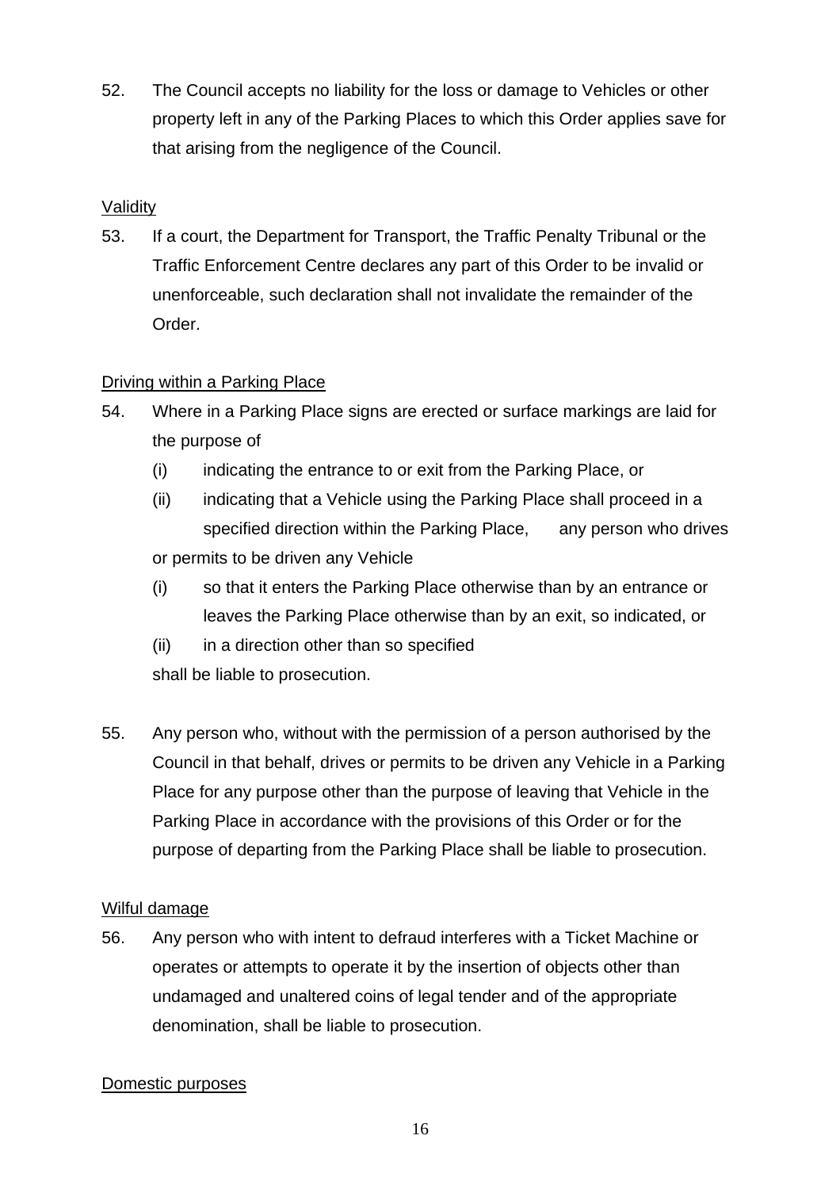52. The Council accepts no liability for the loss or damage to Vehicles or other property left in any of the Parking Places to which this Order applies save for that arising from the negligence of the Council.

Validity

53. If a court, the Department for Transport, the Traffic Penalty Tribunal or the Traffic Enforcement Centre declares any part of this Order to be invalid or unenforceable, such declaration shall not invalidate the remainder of the Order.

Driving within a Parking Place

54. Where in a Parking Place signs are erected or surface markings are laid for the purpose of

    (i) indicating the entrance to or exit from the Parking Place, or

    (ii) indicating that a Vehicle using the Parking Place shall proceed in a specified direction within the Parking Place, any person who drives or permits to be driven any Vehicle

    (i) so that it enters the Parking Place otherwise than by an entrance or leaves the Parking Place otherwise than by an exit, so indicated, or

    (ii) in a direction other than so specified

    shall be liable to prosecution.

55. Any person who, without with the permission of a person authorised by the Council in that behalf, drives or permits to be driven any Vehicle in a Parking Place for any purpose other than the purpose of leaving that Vehicle in the Parking Place in accordance with the provisions of this Order or for the purpose of departing from the Parking Place shall be liable to prosecution.

Wilful damage

56. Any person who with intent to defraud interferes with a Ticket Machine or operates or attempts to operate it by the insertion of objects other than undamaged and unaltered coins of legal tender and of the appropriate denomination, shall be liable to prosecution.

Domestic purposes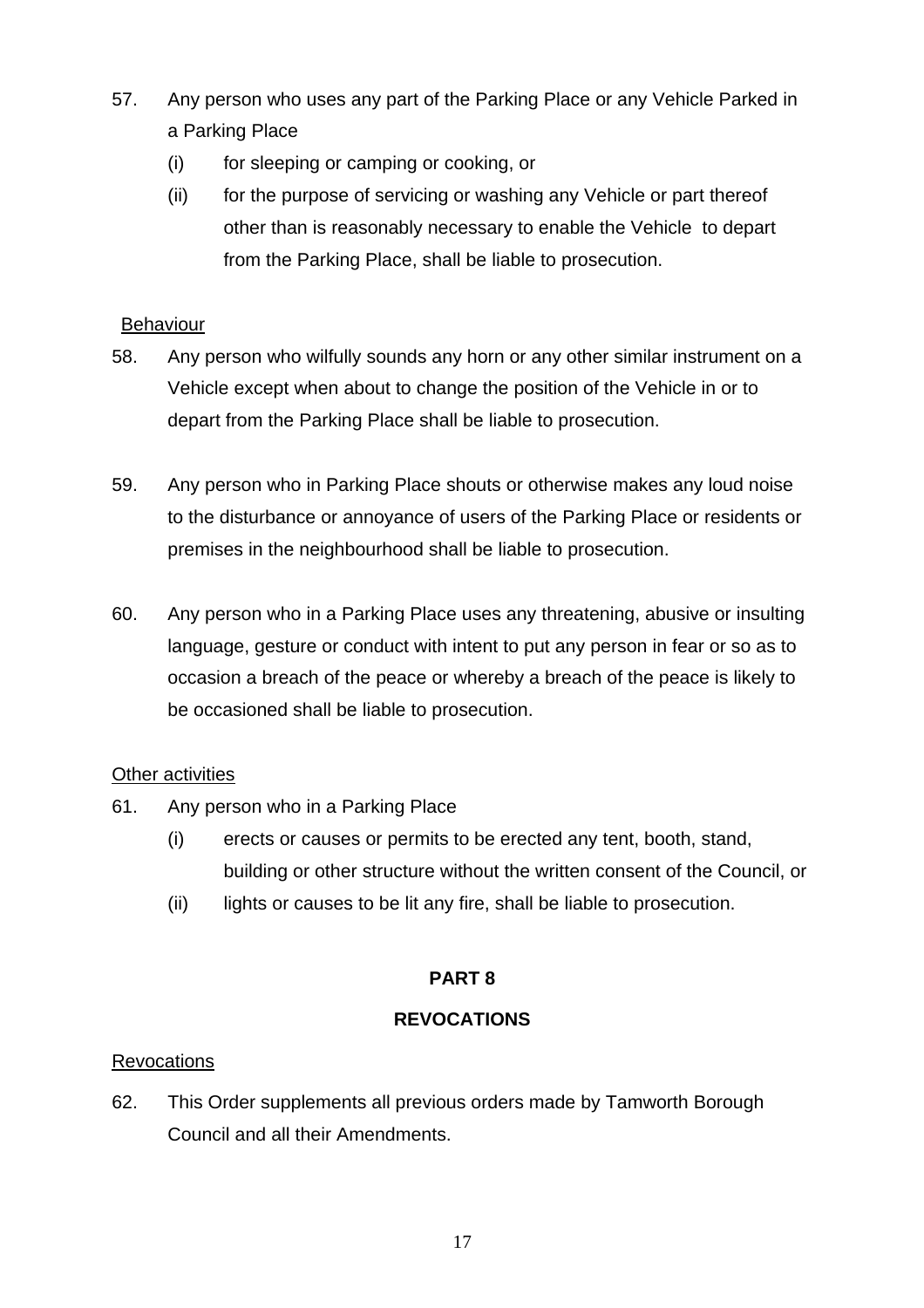57. Any person who uses any part of the Parking Place or any Vehicle Parked in a Parking Place

    (i) for sleeping or camping or cooking, or

    (ii) for the purpose of servicing or washing any Vehicle or part thereof other than is reasonably necessary to enable the Vehicle to depart from the Parking Place, shall be liable to prosecution.

<u>Behaviour</u>

58. Any person who wilfully sounds any horn or any other similar instrument on a Vehicle except when about to change the position of the Vehicle in or to depart from the Parking Place shall be liable to prosecution.

59. Any person who in Parking Place shouts or otherwise makes any loud noise to the disturbance or annoyance of users of the Parking Place or residents or premises in the neighbourhood shall be liable to prosecution.

60. Any person who in a Parking Place uses any threatening, abusive or insulting language, gesture or conduct with intent to put any person in fear or so as to occasion a breach of the peace or whereby a breach of the peace is likely to be occasioned shall be liable to prosecution.

<u>Other activities</u>

61. Any person who in a Parking Place

    (i) erects or causes or permits to be erected any tent, booth, stand, building or other structure without the written consent of the Council, or

    (ii) lights or causes to be lit any fire, shall be liable to prosecution.

## PART 8

## REVOCATIONS

<u>Revocations</u>

62. This Order supplements all previous orders made by Tamworth Borough Council and all their Amendments.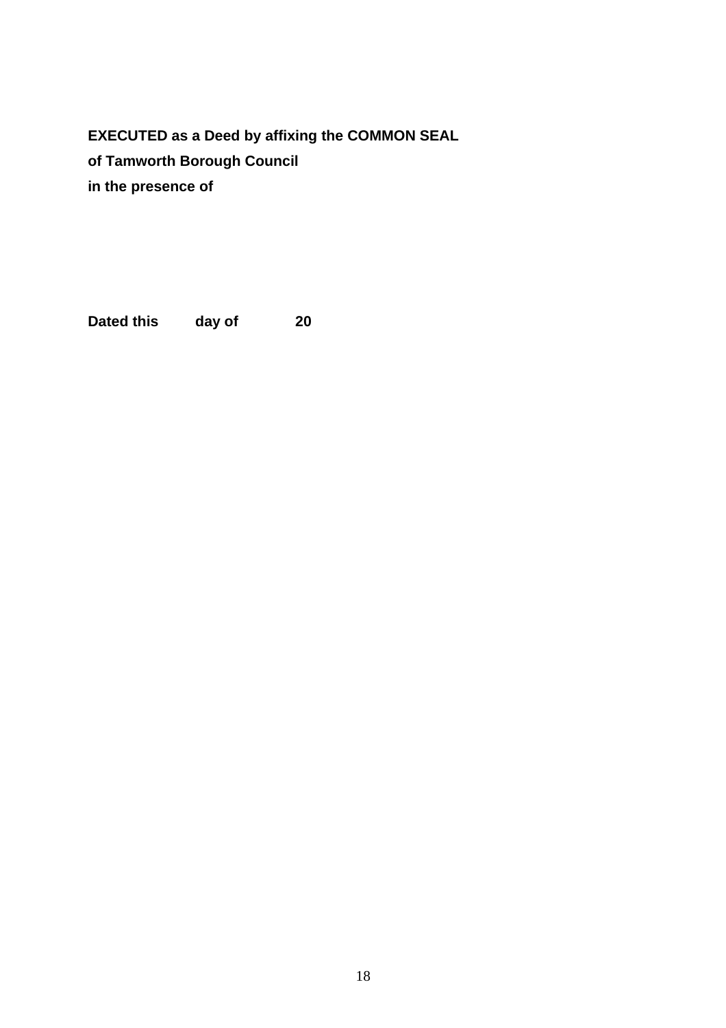**EXECUTED as a Deed by affixing the COMMON SEAL**
**of Tamworth Borough Council**
**in the presence of**

**Dated this day of 20**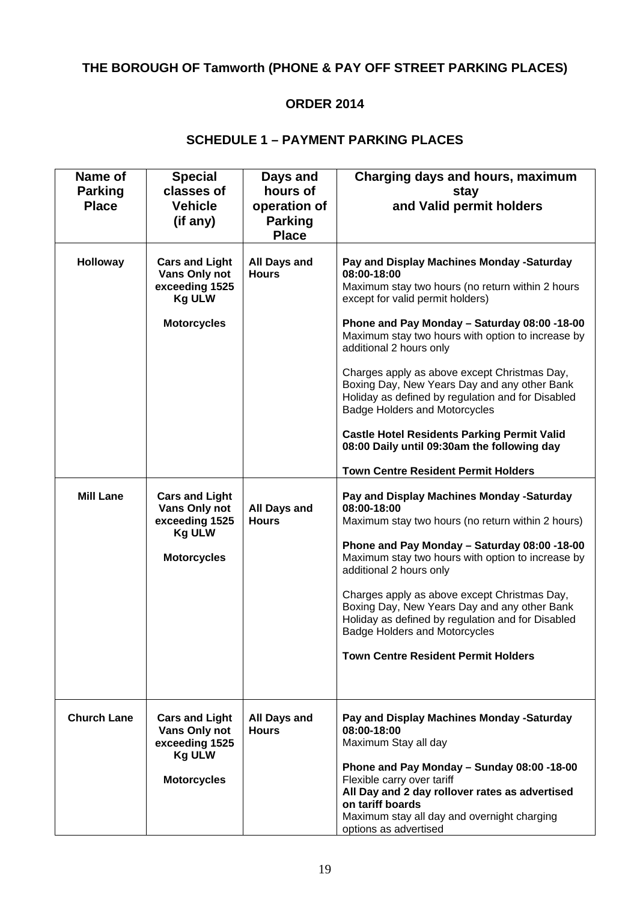**THE BOROUGH OF Tamworth (PHONE & PAY OFF STREET PARKING PLACES)**

**ORDER 2014**

**SCHEDULE 1 – PAYMENT PARKING PLACES**

| Name of Parking Place | Special classes of Vehicle (if any) | Days and hours of operation of Parking Place | Charging days and hours, maximum stay and Valid permit holders |
|---|---|---|---|
| **Holloway** | **Cars and Light Vans Only not exceeding 1525 Kg ULW**<br><br>**Motorcycles** | **All Days and Hours** | **Pay and Display Machines Monday -Saturday 08:00-18:00**<br>Maximum stay two hours (no return within 2 hours except for valid permit holders)<br><br>**Phone and Pay Monday – Saturday 08:00 -18-00**<br>Maximum stay two hours with option to increase by additional 2 hours only<br><br>Charges apply as above except Christmas Day, Boxing Day, New Years Day and any other Bank Holiday as defined by regulation and for Disabled Badge Holders and Motorcycles<br><br>**Castle Hotel Residents Parking Permit Valid 08:00 Daily until 09:30am the following day**<br><br>**Town Centre Resident Permit Holders** |
| **Mill Lane** | **Cars and Light Vans Only not exceeding 1525 Kg ULW**<br><br>**Motorcycles** | **All Days and Hours** | **Pay and Display Machines Monday -Saturday 08:00-18:00**<br>Maximum stay two hours (no return within 2 hours)<br><br>**Phone and Pay Monday – Saturday 08:00 -18-00**<br>Maximum stay two hours with option to increase by additional 2 hours only<br><br>Charges apply as above except Christmas Day, Boxing Day, New Years Day and any other Bank Holiday as defined by regulation and for Disabled Badge Holders and Motorcycles<br><br>**Town Centre Resident Permit Holders** |
| **Church Lane** | **Cars and Light Vans Only not exceeding 1525 Kg ULW**<br><br>**Motorcycles** | **All Days and Hours** | **Pay and Display Machines Monday -Saturday 08:00-18:00**<br>Maximum Stay all day<br><br>**Phone and Pay Monday – Sunday 08:00 -18-00**<br>Flexible carry over tariff<br>**All Day and 2 day rollover rates as advertised on tariff boards**<br>Maximum stay all day and overnight charging options as advertised |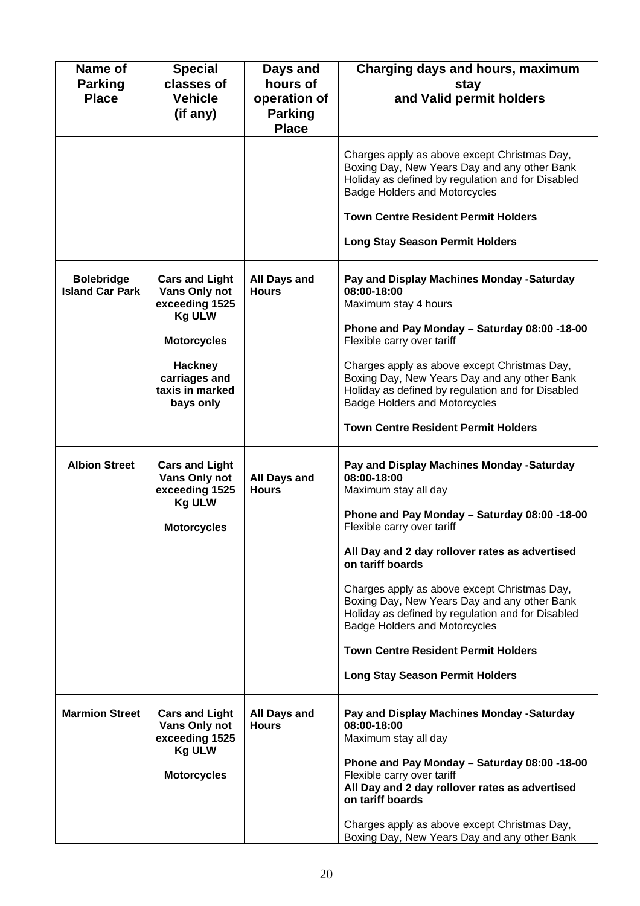| Name of Parking Place | Special classes of Vehicle (if any) | Days and hours of operation of Parking Place | Charging days and hours, maximum stay and Valid permit holders |
|---|---|---|---|
| | | | Charges apply as above except Christmas Day, Boxing Day, New Years Day and any other Bank Holiday as defined by regulation and for Disabled Badge Holders and Motorcycles<br><br>**Town Centre Resident Permit Holders**<br><br>**Long Stay Season Permit Holders** |
| **Bolebridge Island Car Park** | **Cars and Light Vans Only not exceeding 1525 Kg ULW**<br><br>**Motorcycles**<br><br>**Hackney carriages and taxis in marked bays only** | **All Days and Hours** | **Pay and Display Machines Monday -Saturday 08:00-18:00**<br>Maximum stay 4 hours<br><br>**Phone and Pay Monday – Saturday 08:00 -18-00**<br>Flexible carry over tariff<br><br>Charges apply as above except Christmas Day, Boxing Day, New Years Day and any other Bank Holiday as defined by regulation and for Disabled Badge Holders and Motorcycles<br><br>**Town Centre Resident Permit Holders** |
| **Albion Street** | **Cars and Light Vans Only not exceeding 1525 Kg ULW**<br><br>**Motorcycles** | **All Days and Hours** | **Pay and Display Machines Monday -Saturday 08:00-18:00**<br>Maximum stay all day<br><br>**Phone and Pay Monday – Saturday 08:00 -18-00**<br>Flexible carry over tariff<br><br>**All Day and 2 day rollover rates as advertised on tariff boards**<br><br>Charges apply as above except Christmas Day, Boxing Day, New Years Day and any other Bank Holiday as defined by regulation and for Disabled Badge Holders and Motorcycles<br><br>**Town Centre Resident Permit Holders**<br><br>**Long Stay Season Permit Holders** |
| **Marmion Street** | **Cars and Light Vans Only not exceeding 1525 Kg ULW**<br><br>**Motorcycles** | **All Days and Hours** | **Pay and Display Machines Monday -Saturday 08:00-18:00**<br>Maximum stay all day<br><br>**Phone and Pay Monday – Saturday 08:00 -18-00**<br>Flexible carry over tariff<br>**All Day and 2 day rollover rates as advertised on tariff boards**<br><br>Charges apply as above except Christmas Day, Boxing Day, New Years Day and any other Bank |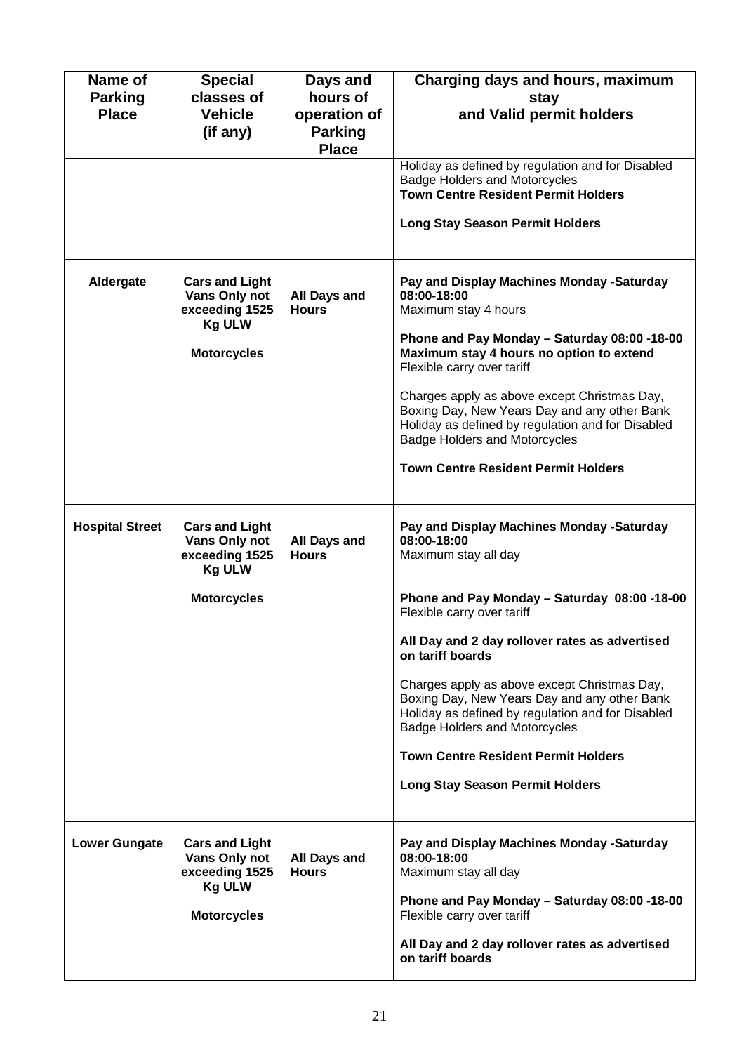| Name of Parking Place | Special classes of Vehicle (if any) | Days and hours of operation of Parking Place | Charging days and hours, maximum stay and Valid permit holders |
|---|---|---|---|
| | | | Holiday as defined by regulation and for Disabled Badge Holders and Motorcycles<br>**Town Centre Resident Permit Holders**<br><br>**Long Stay Season Permit Holders** |
| **Aldergate** | **Cars and Light Vans Only not exceeding 1525 Kg ULW**<br><br>**Motorcycles** | **All Days and Hours** | **Pay and Display Machines Monday -Saturday 08:00-18:00**<br>Maximum stay 4 hours<br><br>**Phone and Pay Monday – Saturday 08:00 -18-00**<br>**Maximum stay 4 hours no option to extend**<br>Flexible carry over tariff<br><br>Charges apply as above except Christmas Day, Boxing Day, New Years Day and any other Bank Holiday as defined by regulation and for Disabled Badge Holders and Motorcycles<br><br>**Town Centre Resident Permit Holders** |
| **Hospital Street** | **Cars and Light Vans Only not exceeding 1525 Kg ULW**<br><br>**Motorcycles** | **All Days and Hours** | **Pay and Display Machines Monday -Saturday 08:00-18:00**<br>Maximum stay all day<br><br>**Phone and Pay Monday – Saturday 08:00 -18-00**<br>Flexible carry over tariff<br><br>**All Day and 2 day rollover rates as advertised on tariff boards**<br><br>Charges apply as above except Christmas Day, Boxing Day, New Years Day and any other Bank Holiday as defined by regulation and for Disabled Badge Holders and Motorcycles<br><br>**Town Centre Resident Permit Holders**<br><br>**Long Stay Season Permit Holders** |
| **Lower Gungate** | **Cars and Light Vans Only not exceeding 1525 Kg ULW**<br><br>**Motorcycles** | **All Days and Hours** | **Pay and Display Machines Monday -Saturday 08:00-18:00**<br>Maximum stay all day<br><br>**Phone and Pay Monday – Saturday 08:00 -18-00**<br>Flexible carry over tariff<br><br>**All Day and 2 day rollover rates as advertised on tariff boards** |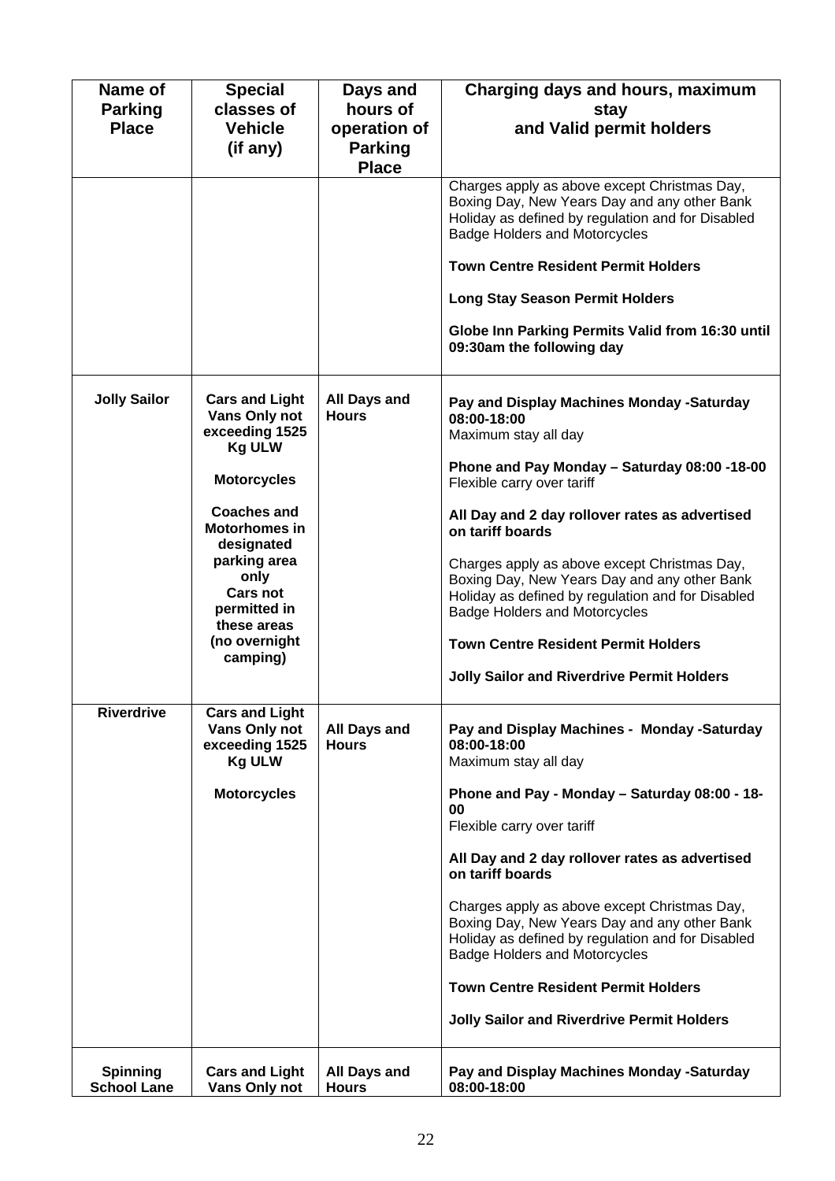| Name of Parking Place | Special classes of Vehicle (if any) | Days and hours of operation of Parking Place | Charging days and hours, maximum stay and Valid permit holders |
|---|---|---|---|
| | | | Charges apply as above except Christmas Day, Boxing Day, New Years Day and any other Bank Holiday as defined by regulation and for Disabled Badge Holders and Motorcycles<br><br>**Town Centre Resident Permit Holders**<br><br>**Long Stay Season Permit Holders**<br><br>**Globe Inn Parking Permits Valid from 16:30 until 09:30am the following day** |
| **Jolly Sailor** | **Cars and Light Vans Only not exceeding 1525 Kg ULW**<br><br>**Motorcycles**<br><br>**Coaches and Motorhomes in designated parking area only Cars not permitted in these areas (no overnight camping)** | **All Days and Hours** | **Pay and Display Machines Monday -Saturday 08:00-18:00**<br>Maximum stay all day<br><br>**Phone and Pay Monday – Saturday 08:00 -18-00**<br>Flexible carry over tariff<br><br>**All Day and 2 day rollover rates as advertised on tariff boards**<br><br>Charges apply as above except Christmas Day, Boxing Day, New Years Day and any other Bank Holiday as defined by regulation and for Disabled Badge Holders and Motorcycles<br><br>**Town Centre Resident Permit Holders**<br><br>**Jolly Sailor and Riverdrive Permit Holders** |
| **Riverdrive** | **Cars and Light Vans Only not exceeding 1525 Kg ULW**<br><br>**Motorcycles** | **All Days and Hours** | **Pay and Display Machines - Monday -Saturday 08:00-18:00**<br>Maximum stay all day<br><br>**Phone and Pay - Monday – Saturday 08:00 - 18-00**<br>Flexible carry over tariff<br><br>**All Day and 2 day rollover rates as advertised on tariff boards**<br><br>Charges apply as above except Christmas Day, Boxing Day, New Years Day and any other Bank Holiday as defined by regulation and for Disabled Badge Holders and Motorcycles<br><br>**Town Centre Resident Permit Holders**<br><br>**Jolly Sailor and Riverdrive Permit Holders** |
| **Spinning School Lane** | **Cars and Light Vans Only not** | **All Days and Hours** | **Pay and Display Machines Monday -Saturday 08:00-18:00** |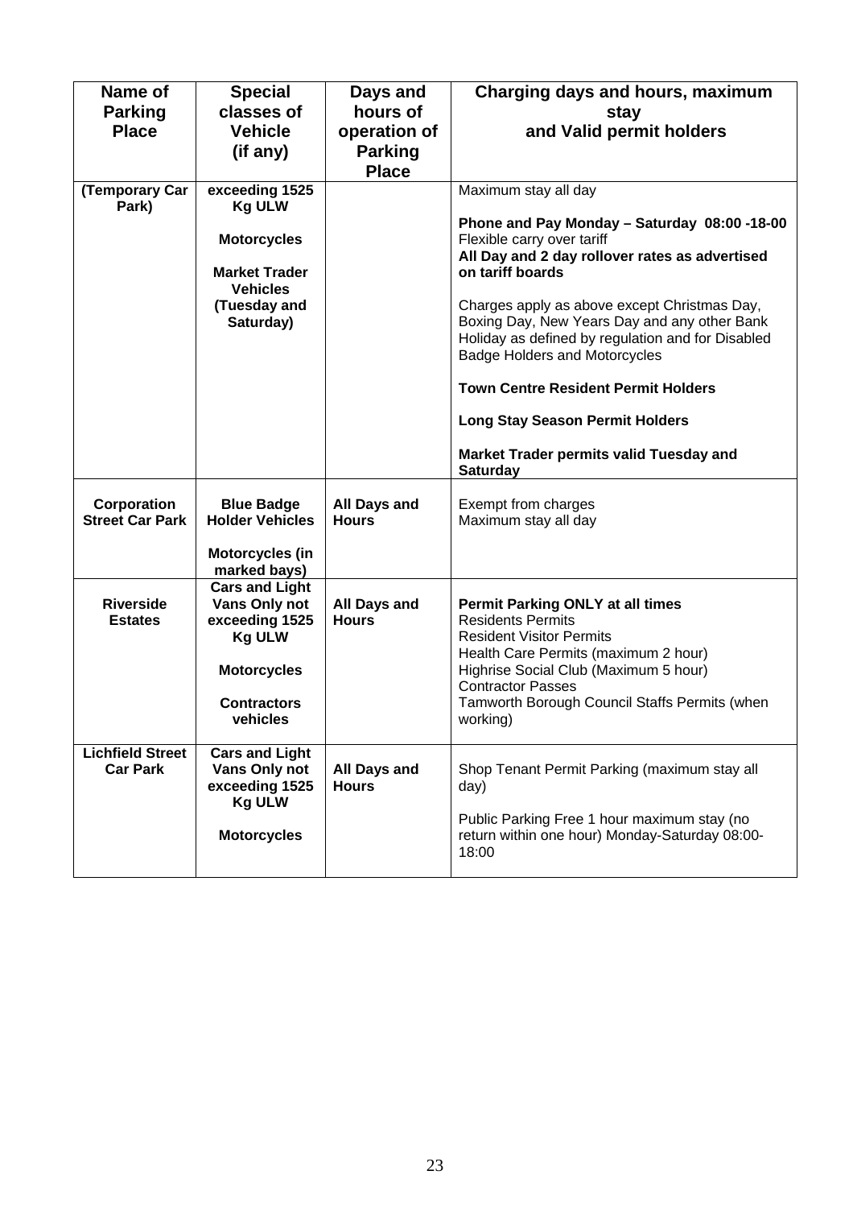| Name of Parking Place | Special classes of Vehicle (if any) | Days and hours of operation of Parking Place | Charging days and hours, maximum stay and Valid permit holders |
|---|---|---|---|
| **(Temporary Car Park)** | **exceeding 1525 Kg ULW**<br><br>**Motorcycles**<br><br>**Market Trader Vehicles (Tuesday and Saturday)** | | Maximum stay all day<br><br>**Phone and Pay Monday – Saturday 08:00 -18-00**<br>Flexible carry over tariff<br>**All Day and 2 day rollover rates as advertised on tariff boards**<br><br>Charges apply as above except Christmas Day, Boxing Day, New Years Day and any other Bank Holiday as defined by regulation and for Disabled Badge Holders and Motorcycles<br><br>**Town Centre Resident Permit Holders**<br><br>**Long Stay Season Permit Holders**<br><br>**Market Trader permits valid Tuesday and Saturday** |
| **Corporation Street Car Park** | **Blue Badge Holder Vehicles**<br><br>**Motorcycles (in marked bays)** | **All Days and Hours** | Exempt from charges<br>Maximum stay all day |
| **Riverside Estates** | **Cars and Light Vans Only not exceeding 1525 Kg ULW**<br><br>**Motorcycles**<br><br>**Contractors vehicles** | **All Days and Hours** | **Permit Parking ONLY at all times**<br>Residents Permits<br>Resident Visitor Permits<br>Health Care Permits (maximum 2 hour)<br>Highrise Social Club (Maximum 5 hour)<br>Contractor Passes<br>Tamworth Borough Council Staffs Permits (when working) |
| **Lichfield Street Car Park** | **Cars and Light Vans Only not exceeding 1525 Kg ULW**<br><br>**Motorcycles** | **All Days and Hours** | Shop Tenant Permit Parking (maximum stay all day)<br><br>Public Parking Free 1 hour maximum stay (no return within one hour) Monday-Saturday 08:00-18:00 |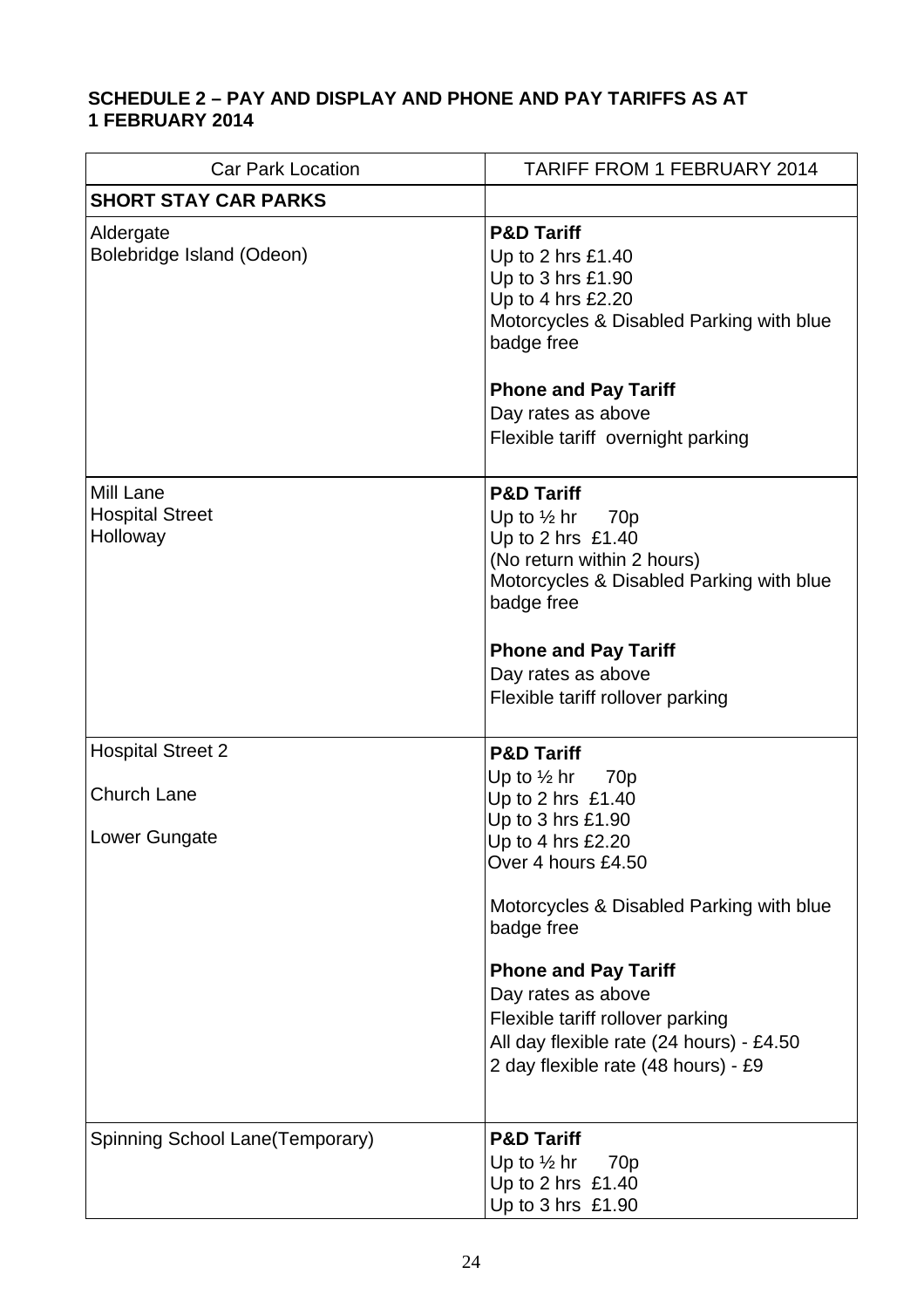**SCHEDULE 2 – PAY AND DISPLAY AND PHONE AND PAY TARIFFS AS AT 1 FEBRUARY 2014**

| Car Park Location | TARIFF FROM 1 FEBRUARY 2014 |
|---|---|
| **SHORT STAY CAR PARKS** | |
| Aldergate<br>Bolebridge Island (Odeon) | **P&D Tariff**<br>Up to 2 hrs £1.40<br>Up to 3 hrs £1.90<br>Up to 4 hrs £2.20<br>Motorcycles & Disabled Parking with blue badge free<br><br>**Phone and Pay Tariff**<br>Day rates as above<br>Flexible tariff overnight parking |
| Mill Lane<br>Hospital Street<br>Holloway | **P&D Tariff**<br>Up to ½ hr 70p<br>Up to 2 hrs £1.40<br>(No return within 2 hours)<br>Motorcycles & Disabled Parking with blue badge free<br><br>**Phone and Pay Tariff**<br>Day rates as above<br>Flexible tariff rollover parking |
| Hospital Street 2<br><br>Church Lane<br><br>Lower Gungate | **P&D Tariff**<br>Up to ½ hr 70p<br>Up to 2 hrs £1.40<br>Up to 3 hrs £1.90<br>Up to 4 hrs £2.20<br>Over 4 hours £4.50<br><br>Motorcycles & Disabled Parking with blue badge free<br><br>**Phone and Pay Tariff**<br>Day rates as above<br>Flexible tariff rollover parking<br>All day flexible rate (24 hours) - £4.50<br>2 day flexible rate (48 hours) - £9 |
| Spinning School Lane(Temporary) | **P&D Tariff**<br>Up to ½ hr 70p<br>Up to 2 hrs £1.40<br>Up to 3 hrs £1.90 |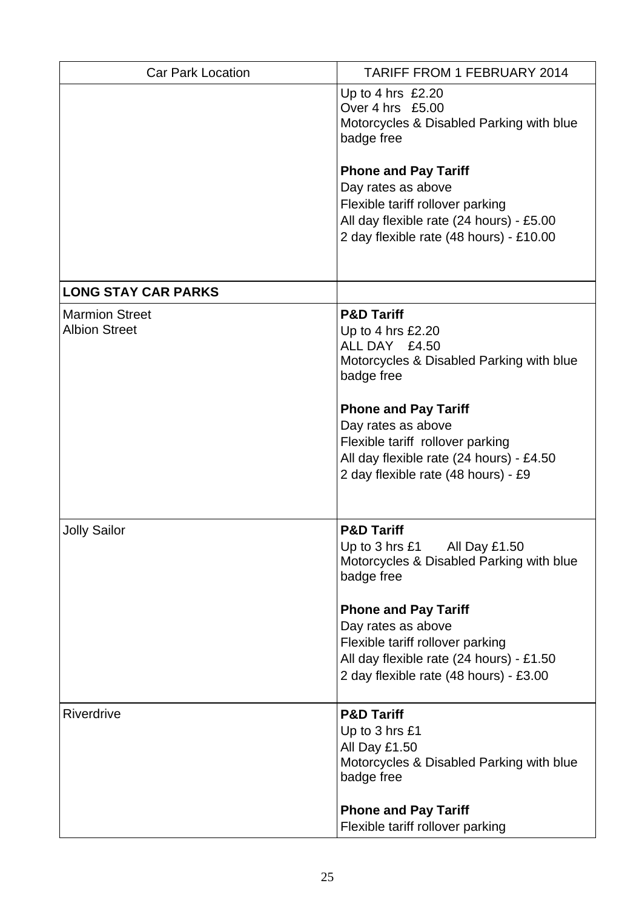| Car Park Location | TARIFF FROM 1 FEBRUARY 2014 |
| --- | --- |
| | Up to 4 hrs £2.20<br>Over 4 hrs £5.00<br>Motorcycles & Disabled Parking with blue badge free<br><br>**Phone and Pay Tariff**<br>Day rates as above<br>Flexible tariff rollover parking<br>All day flexible rate (24 hours) - £5.00<br>2 day flexible rate (48 hours) - £10.00 |
| **LONG STAY CAR PARKS** | |
| Marmion Street<br>Albion Street | **P&D Tariff**<br>Up to 4 hrs £2.20<br>ALL DAY £4.50<br>Motorcycles & Disabled Parking with blue badge free<br><br>**Phone and Pay Tariff**<br>Day rates as above<br>Flexible tariff rollover parking<br>All day flexible rate (24 hours) - £4.50<br>2 day flexible rate (48 hours) - £9 |
| Jolly Sailor | **P&D Tariff**<br>Up to 3 hrs £1 All Day £1.50<br>Motorcycles & Disabled Parking with blue badge free<br><br>**Phone and Pay Tariff**<br>Day rates as above<br>Flexible tariff rollover parking<br>All day flexible rate (24 hours) - £1.50<br>2 day flexible rate (48 hours) - £3.00 |
| Riverdrive | **P&D Tariff**<br>Up to 3 hrs £1<br>All Day £1.50<br>Motorcycles & Disabled Parking with blue badge free<br><br>**Phone and Pay Tariff**<br>Flexible tariff rollover parking |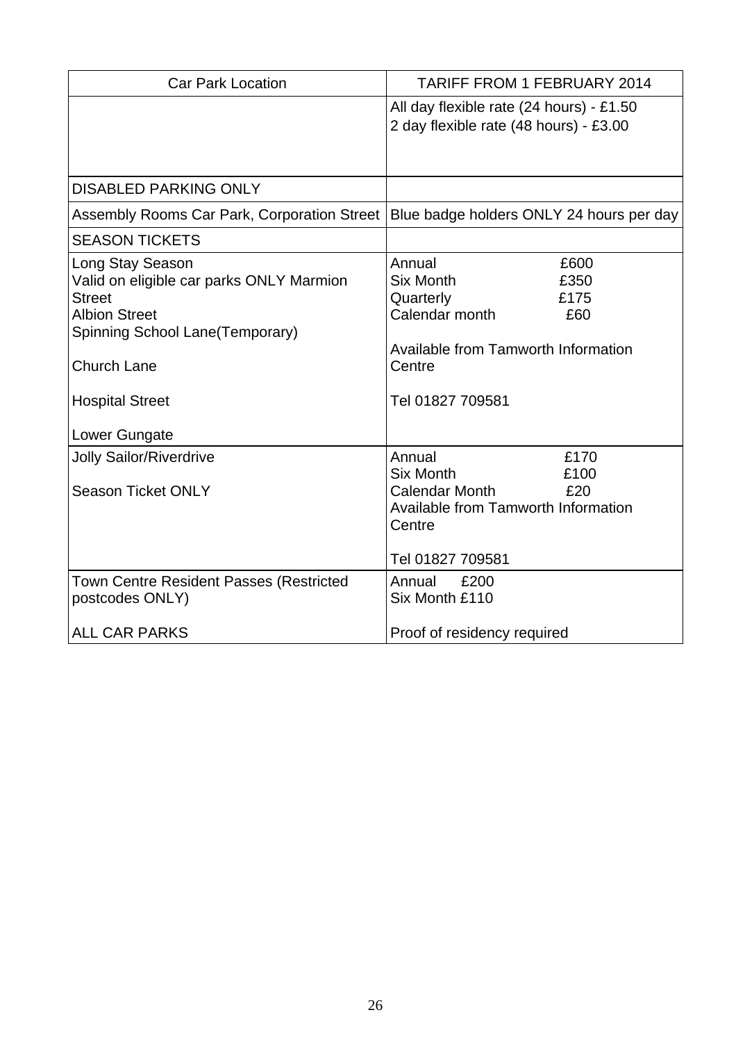| Car Park Location | TARIFF FROM 1 FEBRUARY 2014 |
|---|---|
| | All day flexible rate (24 hours) - £1.50<br>2 day flexible rate (48 hours) - £3.00 |
| DISABLED PARKING ONLY | |
| Assembly Rooms Car Park, Corporation Street | Blue badge holders ONLY 24 hours per day |
| SEASON TICKETS | |
| Long Stay Season<br>Valid on eligible car parks ONLY Marmion Street<br>Albion Street<br>Spinning School Lane(Temporary)<br><br>Church Lane<br><br>Hospital Street<br><br>Lower Gungate | Annual £600<br>Six Month £350<br>Quarterly £175<br>Calendar month £60<br><br>Available from Tamworth Information Centre<br><br>Tel 01827 709581 |
| Jolly Sailor/Riverdrive<br><br>Season Ticket ONLY | Annual £170<br>Six Month £100<br>Calendar Month £20<br>Available from Tamworth Information Centre<br><br>Tel 01827 709581 |
| Town Centre Resident Passes (Restricted postcodes ONLY)<br><br>ALL CAR PARKS | Annual £200<br>Six Month £110<br><br>Proof of residency required |